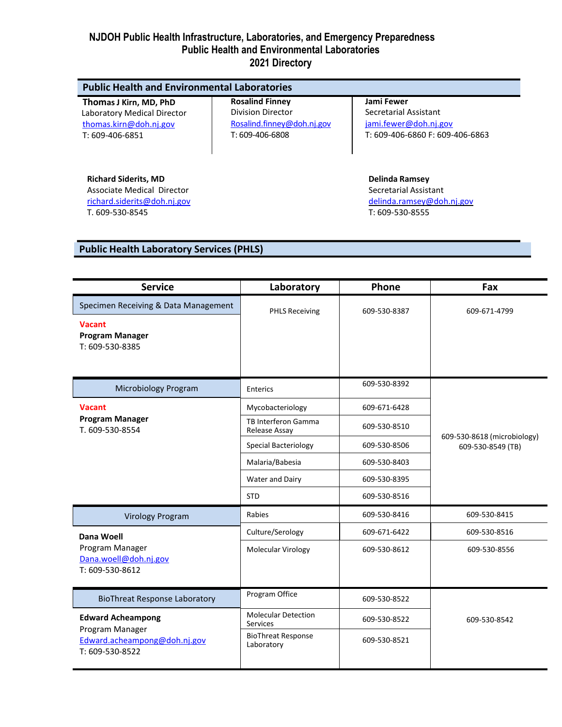# NJDOH Public Health Infrastructure, Laboratories, and Emergency Preparedness
## Public Health and Environmental Laboratories
## 2021 Directory

## Public Health and Environmental Laboratories

**Thomas J Kirn, MD, PhD**
Laboratory Medical Director
thomas.kirn@doh.nj.gov
T: 609-406-6851

**Rosalind Finney**
Division Director
Rosalind.finney@doh.nj.gov
T: 609-406-6808

**Jami Fewer**
Secretarial Assistant
jami.fewer@doh.nj.gov
T: 609-406-6860 F: 609-406-6863

**Richard Siderits, MD**
Associate Medical Director
richard.siderits@doh.nj.gov
T. 609-530-8545

**Delinda Ramsey**
Secretarial Assistant
delinda.ramsey@doh.nj.gov
T: 609-530-8555

## Public Health Laboratory Services (PHLS)

| Service | Laboratory | Phone | Fax |
|---|---|---|---|
| Specimen Receiving & Data Management<br>Vacant<br>**Program Manager**<br>T: 609-530-8385 | PHLS Receiving | 609-530-8387 | 609-671-4799 |
| Microbiology Program<br>Vacant<br>**Program Manager**<br>T. 609-530-8554 | Enterics | 609-530-8392 | 609-530-8618 (microbiology)<br>609-530-8549 (TB) |
| | Mycobacteriology | 609-671-6428 | |
| | TB Interferon Gamma Release Assay | 609-530-8510 | |
| | Special Bacteriology | 609-530-8506 | |
| | Malaria/Babesia | 609-530-8403 | |
| | Water and Dairy | 609-530-8395 | |
| | STD | 609-530-8516 | |
| Virology Program<br>**Dana Woell**<br>Program Manager<br>Dana.woell@doh.nj.gov<br>T: 609-530-8612 | Rabies | 609-530-8416 | 609-530-8415 |
| | Culture/Serology | 609-671-6422 | 609-530-8516 |
| | Molecular Virology | 609-530-8612 | 609-530-8556 |
| BioThreat Response Laboratory<br>**Edward Acheampong**<br>Program Manager<br>Edward.acheampong@doh.nj.gov<br>T: 609-530-8522 | Program Office | 609-530-8522 | 609-530-8542 |
| | Molecular Detection Services | 609-530-8522 | |
| | BioThreat Response Laboratory | 609-530-8521 | |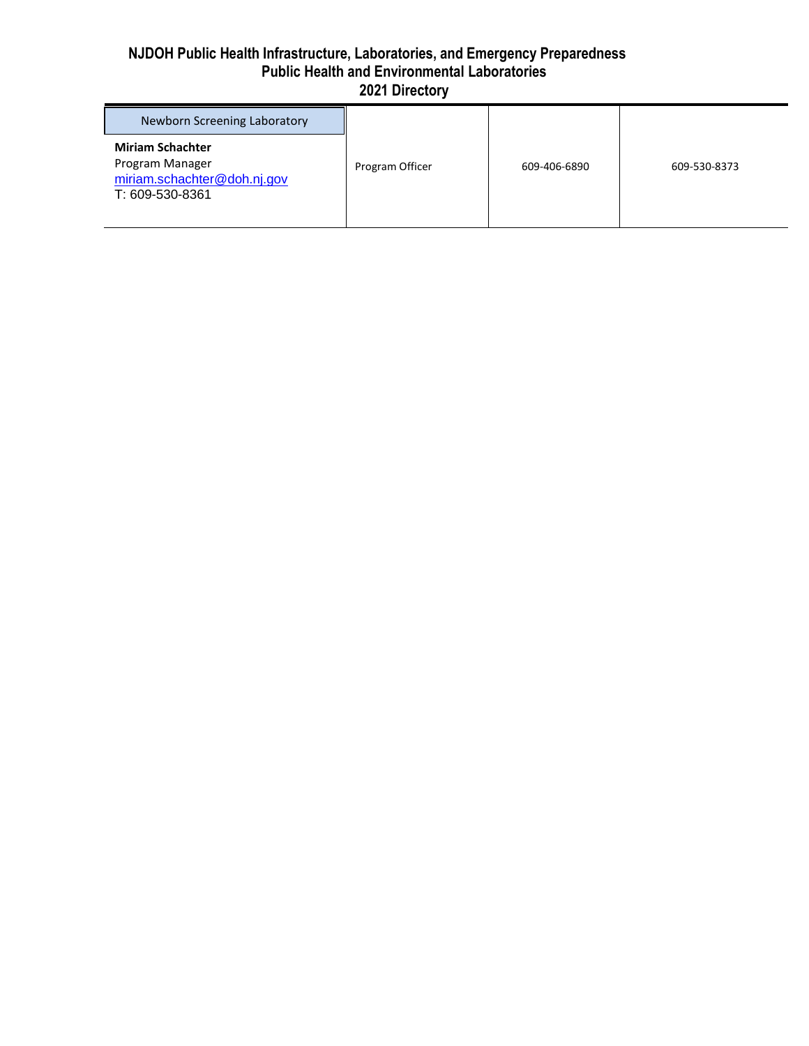**NJDOH Public Health Infrastructure, Laboratories, and Emergency Preparedness**
**Public Health and Environmental Laboratories**
**2021 Directory**

| Newborn Screening Laboratory | | | |
|---|---|---|---|
| **Miriam Schachter**<br>Program Manager<br>miriam.schachter@doh.nj.gov<br>T: 609-530-8361 | Program Officer | 609-406-6890 | 609-530-8373 |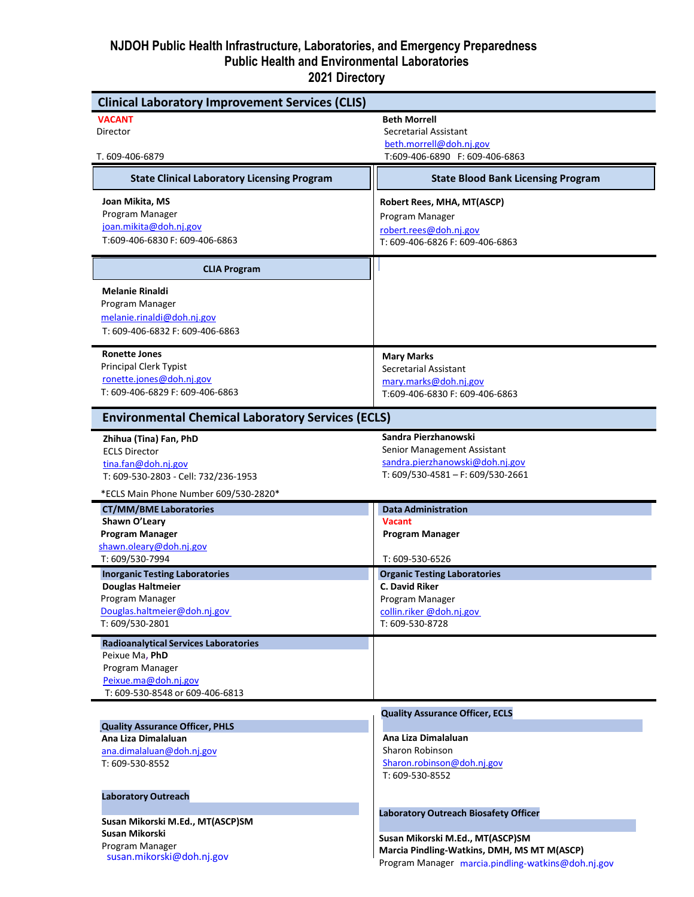# NJDOH Public Health Infrastructure, Laboratories, and Emergency Preparedness
## Public Health and Environmental Laboratories
## 2021 Directory

## Clinical Laboratory Improvement Services (CLIS)

**VACANT**
Director

T. 609-406-6879

**Beth Morrell**
Secretarial Assistant
beth.morrell@doh.nj.gov
T:609-406-6890 F: 609-406-6863

### State Clinical Laboratory Licensing Program

**Joan Mikita, MS**
Program Manager
joan.mikita@doh.nj.gov
T:609-406-6830 F: 609-406-6863

### State Blood Bank Licensing Program

**Robert Rees, MHA, MT(ASCP)**
Program Manager
robert.rees@doh.nj.gov
T: 609-406-6826 F: 609-406-6863

### CLIA Program

**Melanie Rinaldi**
Program Manager
melanie.rinaldi@doh.nj.gov
T: 609-406-6832 F: 609-406-6863

**Ronette Jones**
Principal Clerk Typist
ronette.jones@doh.nj.gov
T: 609-406-6829 F: 609-406-6863

**Mary Marks**
Secretarial Assistant
mary.marks@doh.nj.gov
T:609-406-6830 F: 609-406-6863

## Environmental Chemical Laboratory Services (ECLS)

**Zhihua (Tina) Fan, PhD**
ECLS Director
tina.fan@doh.nj.gov
T: 609-530-2803 - Cell: 732/236-1953

*ECLS Main Phone Number 609/530-2820*

**Sandra Pierzhanowski**
Senior Management Assistant
sandra.pierzhanowski@doh.nj.gov
T: 609/530-4581 – F: 609/530-2661

### CT/MM/BME Laboratories

**Shawn O'Leary**
**Program Manager**
shawn.oleary@doh.nj.gov
T: 609/530-7994

### Data Administration

**Vacant**
**Program Manager**

T: 609-530-6526

### Inorganic Testing Laboratories

**Douglas Haltmeier**
Program Manager
Douglas.haltmeier@doh.nj.gov
T: 609/530-2801

### Organic Testing Laboratories

**C. David Riker**
Program Manager
collin.riker @doh.nj.gov
T: 609-530-8728

### Radioanalytical Services Laboratories

Peixue Ma, **PhD**
Program Manager
Peixue.ma@doh.nj.gov
T: 609-530-8548 or 609-406-6813

### Quality Assurance Officer, PHLS

**Ana Liza Dimalaluan**
ana.dimalaluan@doh.nj.gov
T: 609-530-8552

### Quality Assurance Officer, ECLS

**Ana Liza Dimalaluan**
Sharon Robinson
Sharon.robinson@doh.nj.gov
T: 609-530-8552

### Laboratory Outreach

**Susan Mikorski M.Ed., MT(ASCP)SM**
**Susan Mikorski**
Program Manager
susan.mikorski@doh.nj.gov

### Laboratory Outreach Biosafety Officer

**Susan Mikorski M.Ed., MT(ASCP)SM**
**Marcia Pindling-Watkins, DMH, MS MT M(ASCP)**
Program Manager marcia.pindling-watkins@doh.nj.gov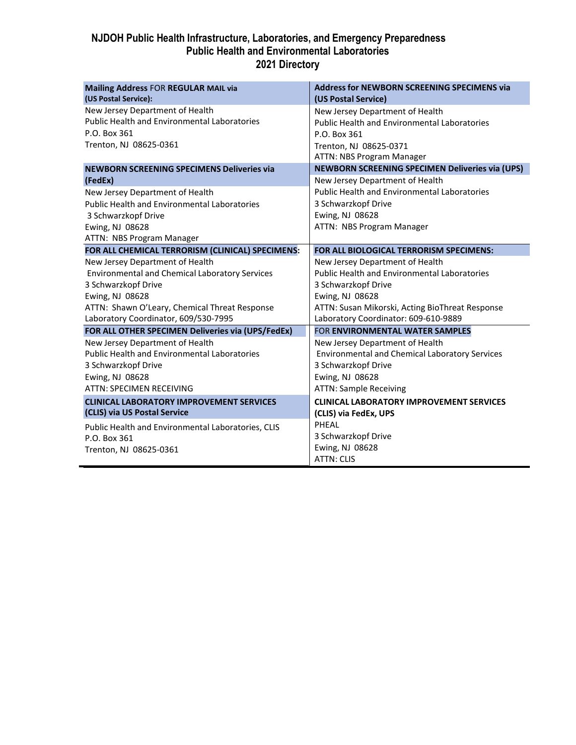# NJDOH Public Health Infrastructure, Laboratories, and Emergency Preparedness
## Public Health and Environmental Laboratories
## 2021 Directory

| | |
|---|---|
| **Mailing Address** FOR **REGULAR MAIL via (US Postal Service):** | **Address for NEWBORN SCREENING SPECIMENS via (US Postal Service)** |
| New Jersey Department of Health<br>Public Health and Environmental Laboratories<br>P.O. Box 361<br>Trenton, NJ 08625-0361 | New Jersey Department of Health<br>Public Health and Environmental Laboratories<br>P.O. Box 361<br>Trenton, NJ 08625-0371<br>ATTN: NBS Program Manager |
| **NEWBORN SCREENING SPECIMENS Deliveries via (FedEx)** | **NEWBORN SCREENING SPECIMEN Deliveries via (UPS)** |
| New Jersey Department of Health<br>Public Health and Environmental Laboratories<br>3 Schwarzkopf Drive<br>Ewing, NJ 08628<br>ATTN: NBS Program Manager | New Jersey Department of Health<br>Public Health and Environmental Laboratories<br>3 Schwarzkopf Drive<br>Ewing, NJ 08628<br>ATTN: NBS Program Manager |
| **FOR ALL CHEMICAL TERRORISM (CLINICAL) SPECIMENS:** | **FOR ALL BIOLOGICAL TERRORISM SPECIMENS:** |
| New Jersey Department of Health<br>Environmental and Chemical Laboratory Services<br>3 Schwarzkopf Drive<br>Ewing, NJ 08628<br>ATTN: Shawn O'Leary, Chemical Threat Response Laboratory Coordinator, 609/530-7995 | New Jersey Department of Health<br>Public Health and Environmental Laboratories<br>3 Schwarzkopf Drive<br>Ewing, NJ 08628<br>ATTN: Susan Mikorski, Acting BioThreat Response Laboratory Coordinator: 609-610-9889 |
| **FOR ALL OTHER SPECIMEN Deliveries via (UPS/FedEx)** | FOR **ENVIRONMENTAL WATER SAMPLES** |
| New Jersey Department of Health<br>Public Health and Environmental Laboratories<br>3 Schwarzkopf Drive<br>Ewing, NJ 08628<br>ATTN: SPECIMEN RECEIVING | New Jersey Department of Health<br>Environmental and Chemical Laboratory Services<br>3 Schwarzkopf Drive<br>Ewing, NJ 08628<br>ATTN: Sample Receiving |
| **CLINICAL LABORATORY IMPROVEMENT SERVICES (CLIS) via US Postal Service** | **CLINICAL LABORATORY IMPROVEMENT SERVICES (CLIS) via FedEx, UPS** |
| Public Health and Environmental Laboratories, CLIS<br>P.O. Box 361<br>Trenton, NJ 08625-0361 | PHEAL<br>3 Schwarzkopf Drive<br>Ewing, NJ 08628<br>ATTN: CLIS |